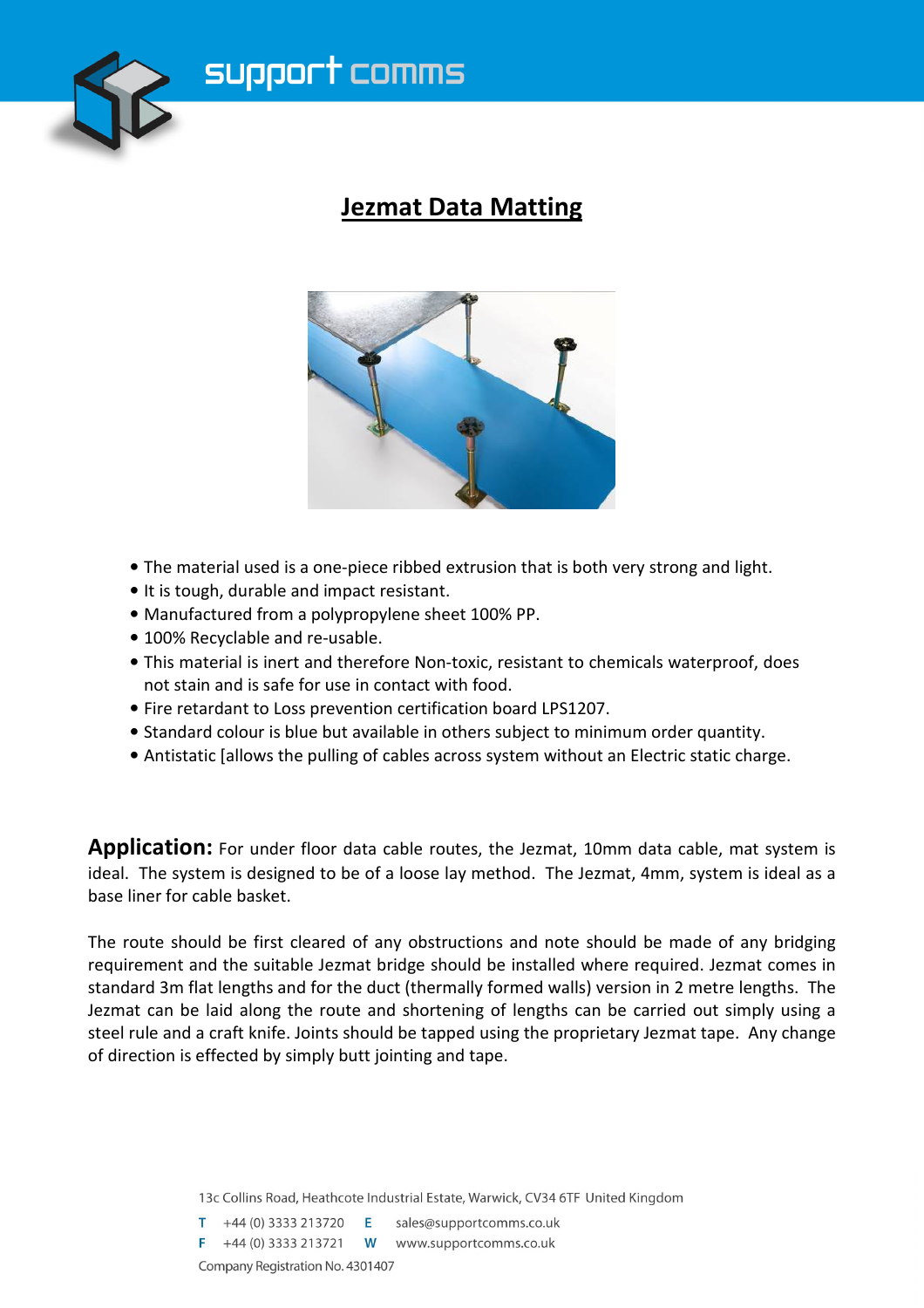support comms

# Jezmat Data Matting

- The material used is a one-piece ribbed extrusion that is both very strong and light.
- It is tough, durable and impact resistant.
- Manufactured from a polypropylene sheet 100% PP.
- 100% Recyclable and re-usable.
- This material is inert and therefore Non-toxic, resistant to chemicals waterproof, does not stain and is safe for use in contact with food.
- Fire retardant to Loss prevention certification board LPS1207.
- Standard colour is blue but available in others subject to minimum order quantity.
- Antistatic [allows the pulling of cables across system without an Electric static charge.

**Application:** For under floor data cable routes, the Jezmat, 10mm data cable, mat system is ideal. The system is designed to be of a loose lay method. The Jezmat, 4mm, system is ideal as a base liner for cable basket.

The route should be first cleared of any obstructions and note should be made of any bridging requirement and the suitable Jezmat bridge should be installed where required. Jezmat comes in standard 3m flat lengths and for the duct (thermally formed walls) version in 2 metre lengths. The Jezmat can be laid along the route and shortening of lengths can be carried out simply using a steel rule and a craft knife. Joints should be tapped using the proprietary Jezmat tape. Any change of direction is effected by simply butt jointing and tape.

13c Collins Road, Heathcote Industrial Estate, Warwick, CV34 6TF United Kingdom

T +44 (0) 3333 213720 E sales@supportcomms.co.uk
F +44 (0) 3333 213721 W www.supportcomms.co.uk

Company Registration No. 4301407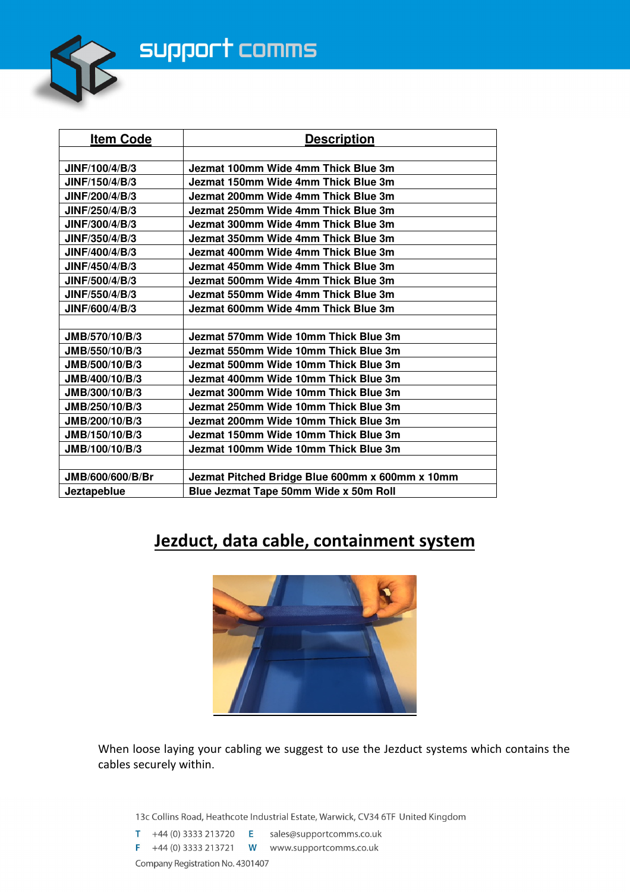| Item Code | Description |
| --- | --- |
| | |
| JINF/100/4/B/3 | Jezmat 100mm Wide 4mm Thick Blue 3m |
| JINF/150/4/B/3 | Jezmat 150mm Wide 4mm Thick Blue 3m |
| JINF/200/4/B/3 | Jezmat 200mm Wide 4mm Thick Blue 3m |
| JINF/250/4/B/3 | Jezmat 250mm Wide 4mm Thick Blue 3m |
| JINF/300/4/B/3 | Jezmat 300mm Wide 4mm Thick Blue 3m |
| JINF/350/4/B/3 | Jezmat 350mm Wide 4mm Thick Blue 3m |
| JINF/400/4/B/3 | Jezmat 400mm Wide 4mm Thick Blue 3m |
| JINF/450/4/B/3 | Jezmat 450mm Wide 4mm Thick Blue 3m |
| JINF/500/4/B/3 | Jezmat 500mm Wide 4mm Thick Blue 3m |
| JINF/550/4/B/3 | Jezmat 550mm Wide 4mm Thick Blue 3m |
| JINF/600/4/B/3 | Jezmat 600mm Wide 4mm Thick Blue 3m |
| | |
| JMB/570/10/B/3 | Jezmat 570mm Wide 10mm Thick Blue 3m |
| JMB/550/10/B/3 | Jezmat 550mm Wide 10mm Thick Blue 3m |
| JMB/500/10/B/3 | Jezmat 500mm Wide 10mm Thick Blue 3m |
| JMB/400/10/B/3 | Jezmat 400mm Wide 10mm Thick Blue 3m |
| JMB/300/10/B/3 | Jezmat 300mm Wide 10mm Thick Blue 3m |
| JMB/250/10/B/3 | Jezmat 250mm Wide 10mm Thick Blue 3m |
| JMB/200/10/B/3 | Jezmat 200mm Wide 10mm Thick Blue 3m |
| JMB/150/10/B/3 | Jezmat 150mm Wide 10mm Thick Blue 3m |
| JMB/100/10/B/3 | Jezmat 100mm Wide 10mm Thick Blue 3m |
| | |
| JMB/600/600/B/Br | Jezmat Pitched Bridge Blue 600mm x 600mm x 10mm |
| Jeztapeblue | Blue Jezmat Tape 50mm Wide x 50m Roll |

## Jezduct, data cable, containment system

When loose laying your cabling we suggest to use the Jezduct systems which contains the cables securely within.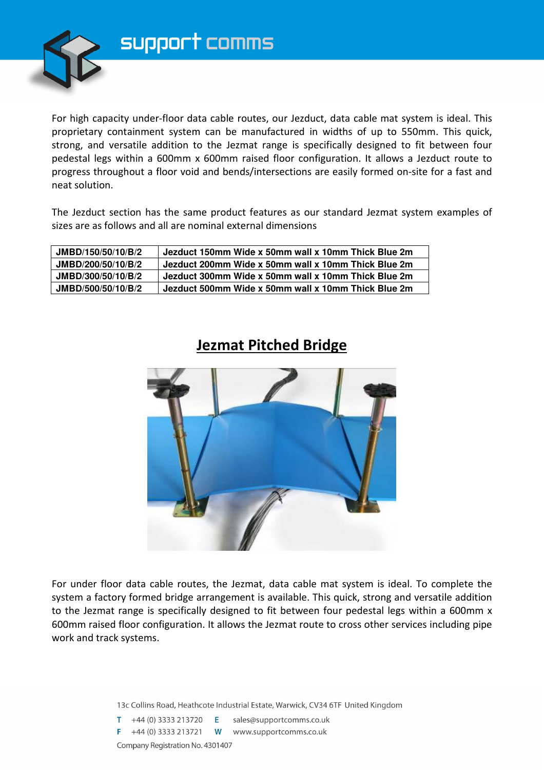For high capacity under-floor data cable routes, our Jezduct, data cable mat system is ideal. This proprietary containment system can be manufactured in widths of up to 550mm. This quick, strong, and versatile addition to the Jezmat range is specifically designed to fit between four pedestal legs within a 600mm x 600mm raised floor configuration. It allows a Jezduct route to progress throughout a floor void and bends/intersections are easily formed on-site for a fast and neat solution.

The Jezduct section has the same product features as our standard Jezmat system examples of sizes are as follows and all are nominal external dimensions

| JMBD/150/50/10/B/2 | Jezduct 150mm Wide x 50mm wall x 10mm Thick Blue 2m |
|---|---|
| JMBD/200/50/10/B/2 | Jezduct 200mm Wide x 50mm wall x 10mm Thick Blue 2m |
| JMBD/300/50/10/B/2 | Jezduct 300mm Wide x 50mm wall x 10mm Thick Blue 2m |
| JMBD/500/50/10/B/2 | Jezduct 500mm Wide x 50mm wall x 10mm Thick Blue 2m |

## Jezmat Pitched Bridge

For under floor data cable routes, the Jezmat, data cable mat system is ideal. To complete the system a factory formed bridge arrangement is available. This quick, strong and versatile addition to the Jezmat range is specifically designed to fit between four pedestal legs within a 600mm x 600mm raised floor configuration. It allows the Jezmat route to cross other services including pipe work and track systems.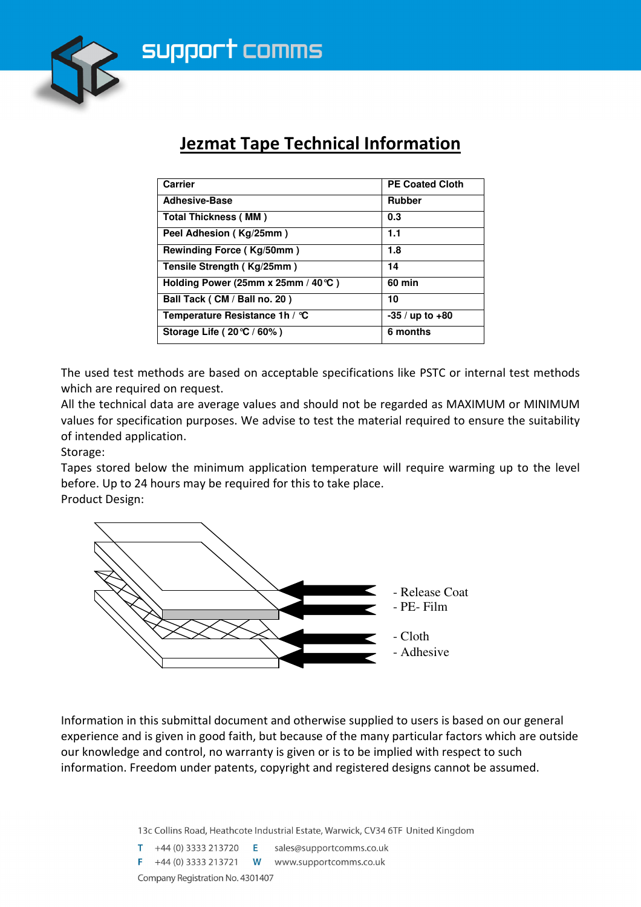# Jezmat Tape Technical Information

| | |
|---|---|
| **Carrier** | **PE Coated Cloth** |
| **Adhesive-Base** | **Rubber** |
| **Total Thickness ( MM )** | **0.3** |
| **Peel Adhesion ( Kg/25mm )** | **1.1** |
| **Rewinding Force ( Kg/50mm )** | **1.8** |
| **Tensile Strength ( Kg/25mm )** | **14** |
| **Holding Power (25mm x 25mm / 40℃ )** | **60 min** |
| **Ball Tack ( CM / Ball no. 20 )** | **10** |
| **Temperature Resistance 1h / ℃** | **-35 / up to +80** |
| **Storage Life ( 20℃ / 60% )** | **6 months** |

The used test methods are based on acceptable specifications like PSTC or internal test methods which are required on request.

All the technical data are average values and should not be regarded as MAXIMUM or MINIMUM values for specification purposes. We advise to test the material required to ensure the suitability of intended application.

Storage:

Tapes stored below the minimum application temperature will require warming up to the level before. Up to 24 hours may be required for this to take place.

Product Design:

- Release Coat
- PE- Film
- Cloth
- Adhesive

Information in this submittal document and otherwise supplied to users is based on our general experience and is given in good faith, but because of the many particular factors which are outside our knowledge and control, no warranty is given or is to be implied with respect to such information. Freedom under patents, copyright and registered designs cannot be assumed.

13c Collins Road, Heathcote Industrial Estate, Warwick, CV34 6TF United Kingdom

T +44 (0) 3333 213720 E sales@supportcomms.co.uk

F +44 (0) 3333 213721 W www.supportcomms.co.uk

Company Registration No. 4301407